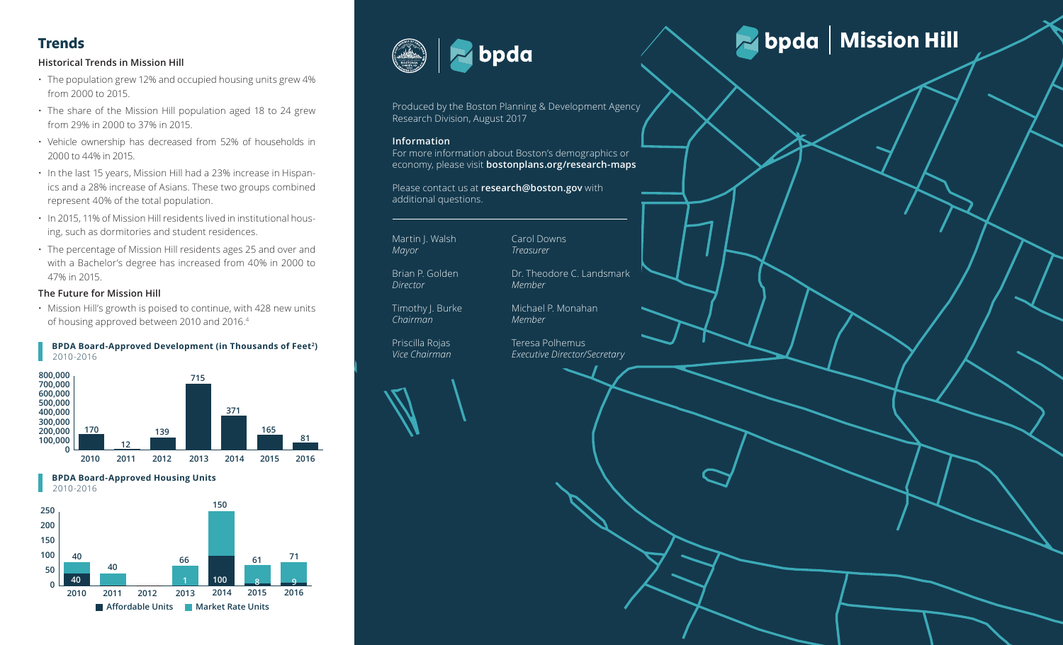## Trends

### Historical Trends in Mission Hill

- The population grew 12% and occupied housing units grew 4% from 2000 to 2015.
- The share of the Mission Hill population aged 18 to 24 grew from 29% in 2000 to 37% in 2015.
- Vehicle ownership has decreased from 52% of households in 2000 to 44% in 2015.
- In the last 15 years, Mission Hill had a 23% increase in Hispanics and a 28% increase of Asians. These two groups combined represent 40% of the total population.
- In 2015, 11% of Mission Hill residents lived in institutional housing, such as dormitories and student residences.
- The percentage of Mission Hill residents ages 25 and over and with a Bachelor's degree has increased from 40% in 2000 to 47% in 2015.

### The Future for Mission Hill

- Mission Hill's growth is poised to continue, with 428 new units of housing approved between 2010 and 2016.[4]

**BPDA Board-Approved Development (in Thousands of Feet²)**
2010-2016

| Year | 2010 | 2011 | 2012 | 2013 | 2014 | 2015 | 2016 |
|---|---|---|---|---|---|---|---|
| Thousands of Feet² | 170 | 12 | 139 | 715 | 371 | 165 | 81 |

**BPDA Board-Approved Housing Units**
2010-2016

| Year | 2010 | 2011 | 2012 | 2013 | 2014 | 2015 | 2016 |
|---|---|---|---|---|---|---|---|
| Affordable Units | 40 | | | 1 | 100 | 8 | 9 |
| Market Rate Units | 40 | 40 | | 66 | 150 | 61 | 71 |

bpda

Produced by the Boston Planning & Development Agency Research Division, August 2017

**Information**
For more information about Boston's demographics or economy, please visit **bostonplans.org/research-maps**

Please contact us at **research@boston.gov** with additional questions.

Martin J. Walsh
*Mayor*

Brian P. Golden
*Director*

Timothy J. Burke
*Chairman*

Priscilla Rojas
*Vice Chairman*

Carol Downs
*Treasurer*

Dr. Theodore C. Landsmark
*Member*

Michael P. Monahan
*Member*

Teresa Polhemus
*Executive Director/Secretary*

# bpda | Mission Hill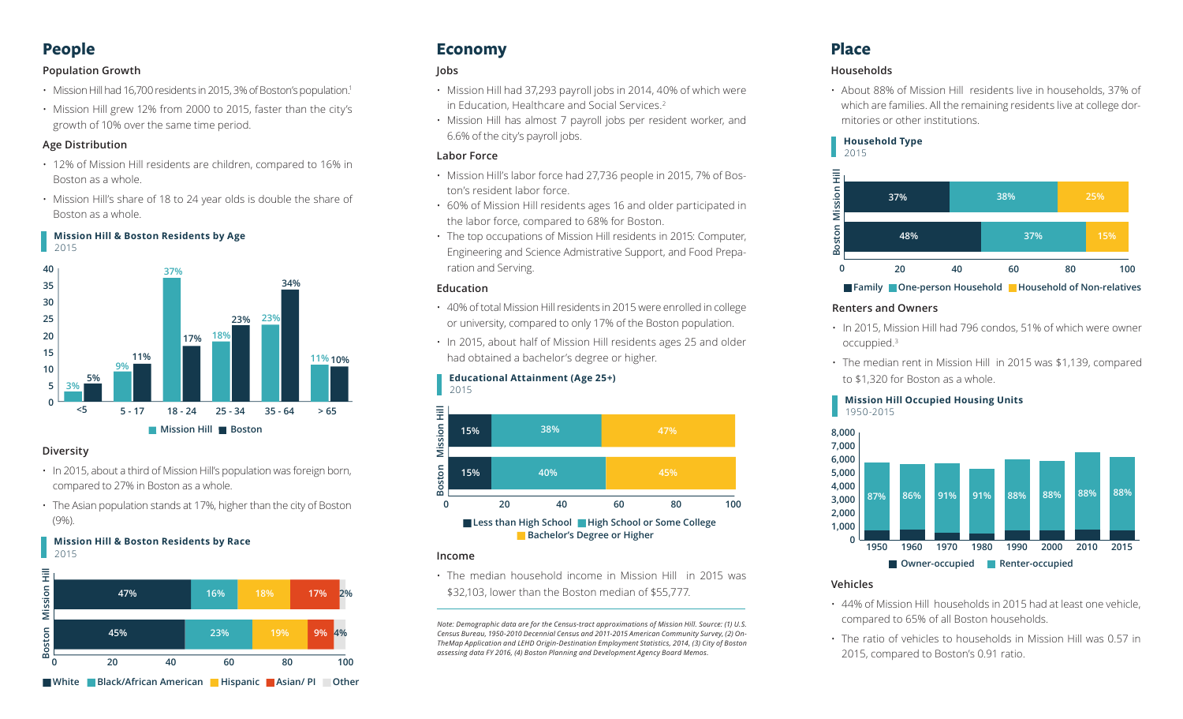## People

### Population Growth

- Mission Hill had 16,700 residents in 2015, 3% of Boston's population.[1]
- Mission Hill grew 12% from 2000 to 2015, faster than the city's growth of 10% over the same time period.

### Age Distribution

- 12% of Mission Hill residents are children, compared to 16% in Boston as a whole.
- Mission Hill's share of 18 to 24 year olds is double the share of Boston as a whole.

**Mission Hill & Boston Residents by Age**
2015

40
35
30
25
20
15
10
5
0

<5: 3% 5%
5 - 17: 9% 11%
18 - 24: 37% 17%
25 - 34: 18% 23%
35 - 64: 23% 34%
> 65: 11% 10%

Mission Hill Boston

### Diversity

- In 2015, about a third of Mission Hill's population was foreign born, compared to 27% in Boston as a whole.
- The Asian population stands at 17%, higher than the city of Boston (9%).

**Mission Hill & Boston Residents by Race**
2015

Mission Hill: 47% 16% 18% 17% 2%
Boston: 45% 23% 19% 9% 4%

0 20 40 60 80 100

White Black/African American Hispanic Asian/ PI Other

## Economy

### Jobs

- Mission Hill had 37,293 payroll jobs in 2014, 40% of which were in Education, Healthcare and Social Services.[2]
- Mission Hill has almost 7 payroll jobs per resident worker, and 6.6% of the city's payroll jobs.

### Labor Force

- Mission Hill's labor force had 27,736 people in 2015, 7% of Boston's resident labor force.
- 60% of Mission Hill residents ages 16 and older participated in the labor force, compared to 68% for Boston.
- The top occupations of Mission Hill residents in 2015: Computer, Engineering and Science Admistrative Support, and Food Preparation and Serving.

### Education

- 40% of total Mission Hill residents in 2015 were enrolled in college or university, compared to only 17% of the Boston population.
- In 2015, about half of Mission Hill residents ages 25 and older had obtained a bachelor's degree or higher.

**Educational Attainment (Age 25+)**
2015

Mission Hill: 15% 38% 47%
Boston: 15% 40% 45%

0 20 40 60 80 100

Less than High School High School or Some College Bachelor's Degree or Higher

### Income

- The median household income in Mission Hill in 2015 was $32,103, lower than the Boston median of $55,777.

*Note: Demographic data are for the Census-tract approximations of Mission Hill. Source: (1) U.S. Census Bureau, 1950-2010 Decennial Census and 2011-2015 American Community Survey, (2) OnTheMap Application and LEHD Origin-Destination Employment Statistics, 2014, (3) City of Boston assessing data FY 2016, (4) Boston Planning and Development Agency Board Memos.*

## Place

### Households

- About 88% of Mission Hill residents live in households, 37% of which are families. All the remaining residents live at college dormitories or other institutions.

**Household Type**
2015

Mission Hill: 37% 38% 25%
Boston: 48% 37% 15%

0 20 40 60 80 100

Family One-person Household Household of Non-relatives

### Renters and Owners

- In 2015, Mission Hill had 796 condos, 51% of which were owner occupied.[3]
- The median rent in Mission Hill in 2015 was $1,139, compared to $1,320 for Boston as a whole.

**Mission Hill Occupied Housing Units**
1950-2015

8,000
7,000
6,000
5,000
4,000
3,000
2,000
1,000
0

1950: 87%
1960: 86%
1970: 91%
1980: 91%
1990: 88%
2000: 88%
2010: 88%
2015: 88%

Owner-occupied Renter-occupied

### Vehicles

- 44% of Mission Hill households in 2015 had at least one vehicle, compared to 65% of all Boston households.
- The ratio of vehicles to households in Mission Hill was 0.57 in 2015, compared to Boston's 0.91 ratio.